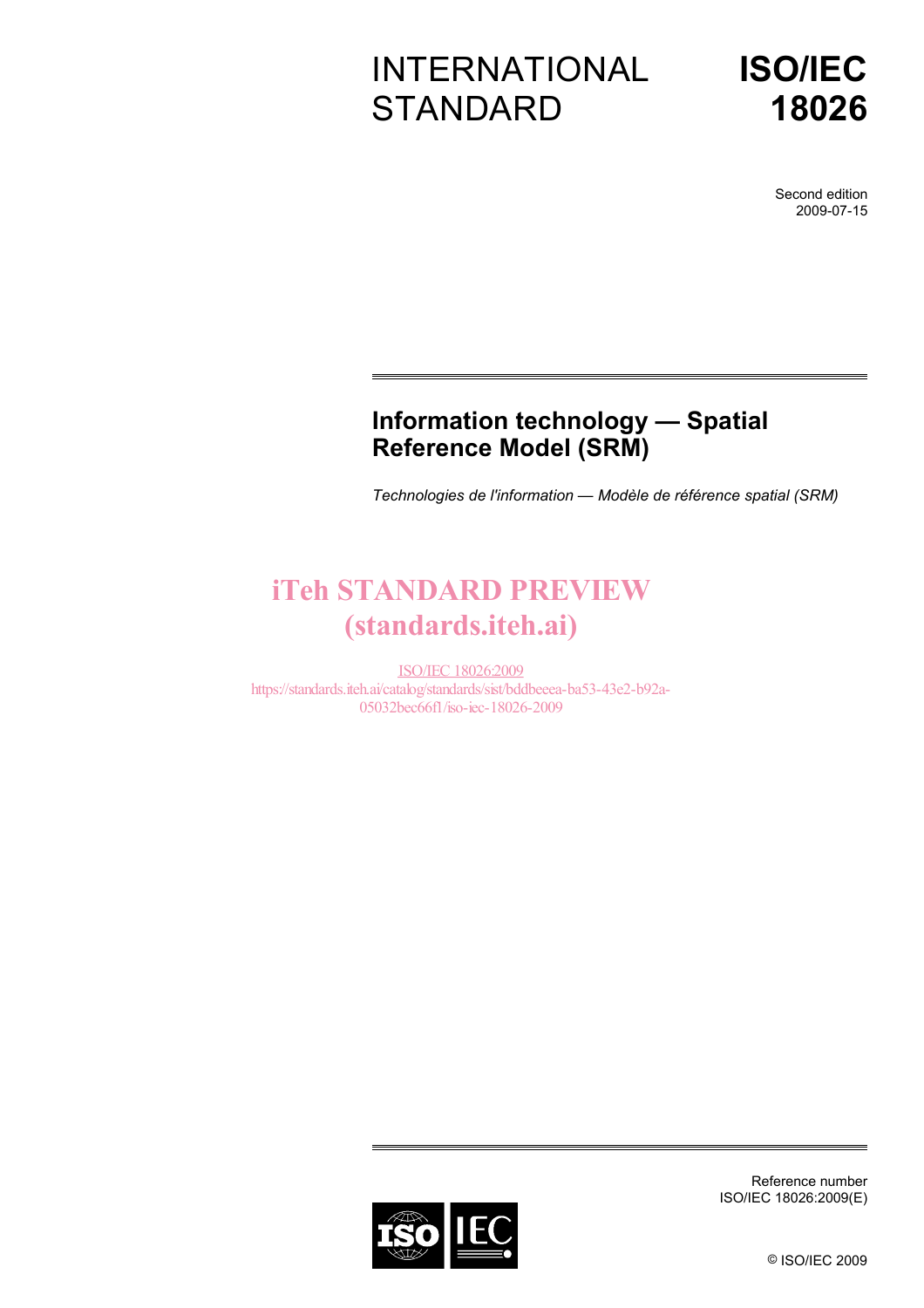# INTERNATIONAL STANDARD

# ISO/IEC 18026

Second edition
2009-07-15

## Information technology — Spatial Reference Model (SRM)

*Technologies de l'information — Modèle de référence spatial (SRM)*

iTeh STANDARD PREVIEW
(standards.iteh.ai)

ISO/IEC 18026:2009
https://standards.iteh.ai/catalog/standards/sist/bddbeeea-ba53-43e2-b92a-05032bec66f1/iso-iec-18026-2009

Reference number
ISO/IEC 18026:2009(E)

© ISO/IEC 2009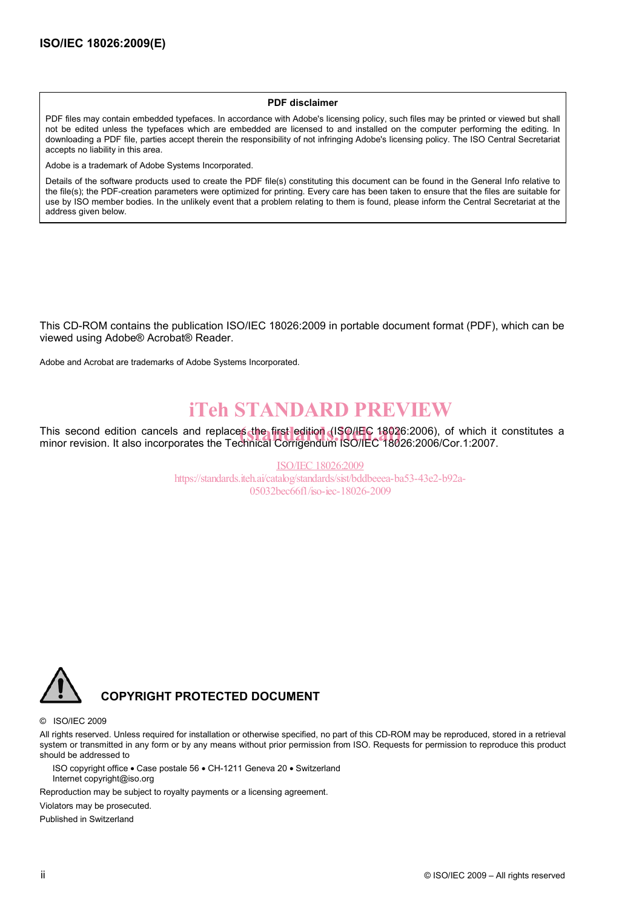**PDF disclaimer**

PDF files may contain embedded typefaces. In accordance with Adobe's licensing policy, such files may be printed or viewed but shall not be edited unless the typefaces which are embedded are licensed to and installed on the computer performing the editing. In downloading a PDF file, parties accept therein the responsibility of not infringing Adobe's licensing policy. The ISO Central Secretariat accepts no liability in this area.

Adobe is a trademark of Adobe Systems Incorporated.

Details of the software products used to create the PDF file(s) constituting this document can be found in the General Info relative to the file(s); the PDF-creation parameters were optimized for printing. Every care has been taken to ensure that the files are suitable for use by ISO member bodies. In the unlikely event that a problem relating to them is found, please inform the Central Secretariat at the address given below.

This CD-ROM contains the publication ISO/IEC 18026:2009 in portable document format (PDF), which can be viewed using Adobe® Acrobat® Reader.

Adobe and Acrobat are trademarks of Adobe Systems Incorporated.

iTeh STANDARD PREVIEW
(standards.iteh.ai)

This second edition cancels and replaces the first edition (ISO/IEC 18026:2006), of which it constitutes a minor revision. It also incorporates the Technical Corrigendum ISO/IEC 18026:2006/Cor.1:2007.

ISO/IEC 18026:2009
https://standards.iteh.ai/catalog/standards/sist/bddbeeea-ba53-43e2-b92a-05032bec66f1/iso-iec-18026-2009

**COPYRIGHT PROTECTED DOCUMENT**

© ISO/IEC 2009

All rights reserved. Unless required for installation or otherwise specified, no part of this CD-ROM may be reproduced, stored in a retrieval system or transmitted in any form or by any means without prior permission from ISO. Requests for permission to reproduce this product should be addressed to

ISO copyright office • Case postale 56 • CH-1211 Geneva 20 • Switzerland
Internet copyright@iso.org

Reproduction may be subject to royalty payments or a licensing agreement.

Violators may be prosecuted.

Published in Switzerland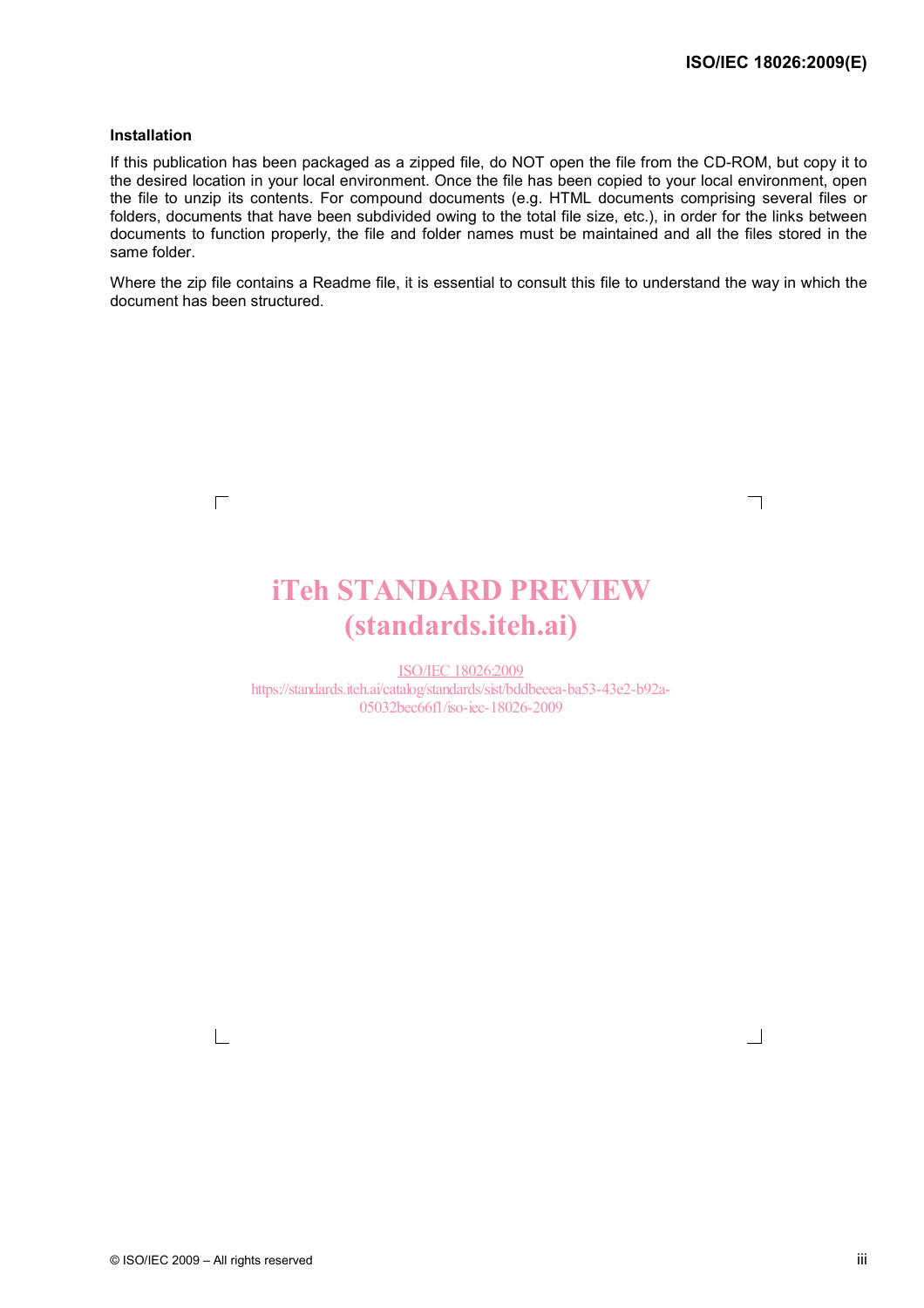**Installation**

If this publication has been packaged as a zipped file, do NOT open the file from the CD-ROM, but copy it to the desired location in your local environment. Once the file has been copied to your local environment, open the file to unzip its contents. For compound documents (e.g. HTML documents comprising several files or folders, documents that have been subdivided owing to the total file size, etc.), in order for the links between documents to function properly, the file and folder names must be maintained and all the files stored in the same folder.

Where the zip file contains a Readme file, it is essential to consult this file to understand the way in which the document has been structured.

iTeh STANDARD PREVIEW
(standards.iteh.ai)

ISO/IEC 18026:2009
https://standards.iteh.ai/catalog/standards/sist/bddbeeea-ba53-43e2-b92a-05032bec66f1/iso-iec-18026-2009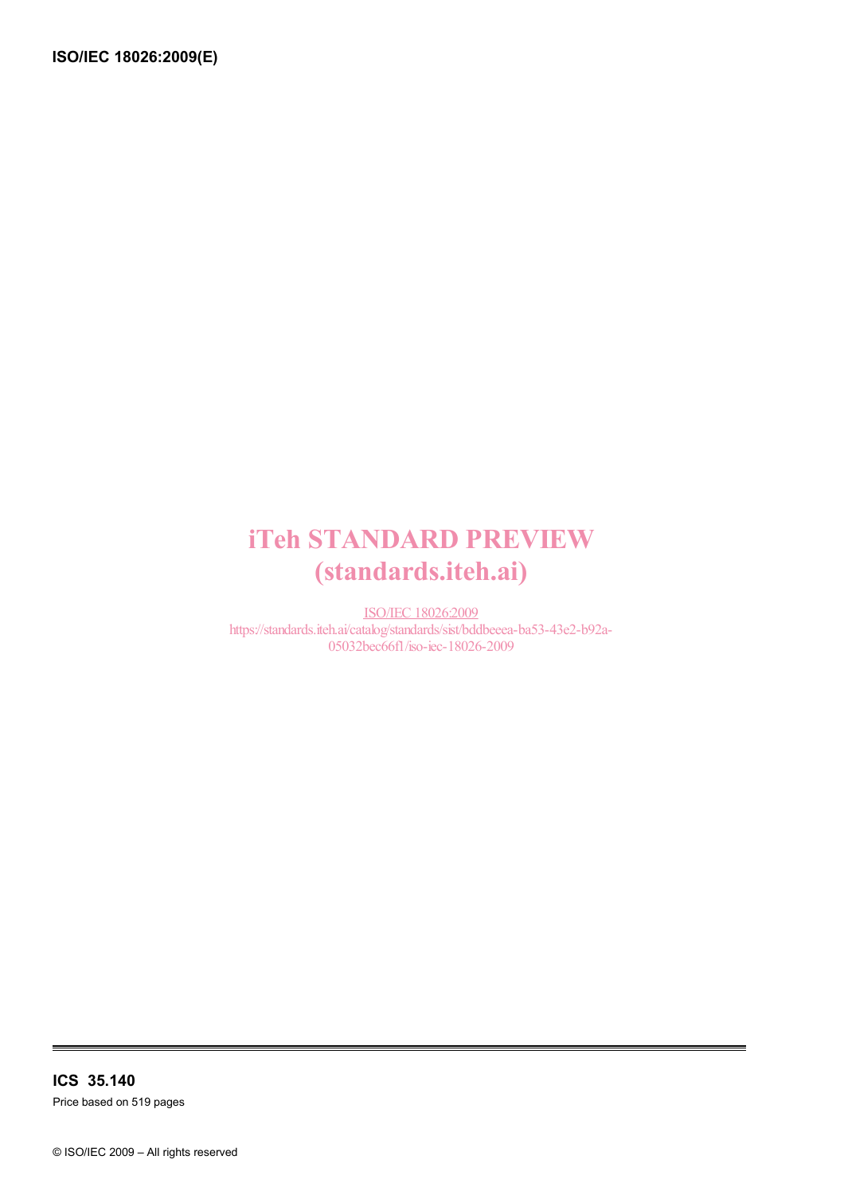iTeh STANDARD PREVIEW
(standards.iteh.ai)

ISO/IEC 18026:2009
https://standards.iteh.ai/catalog/standards/sist/bddbeeea-ba53-43e2-b92a-05032bec66f1/iso-iec-18026-2009

**ICS 35.140**

Price based on 519 pages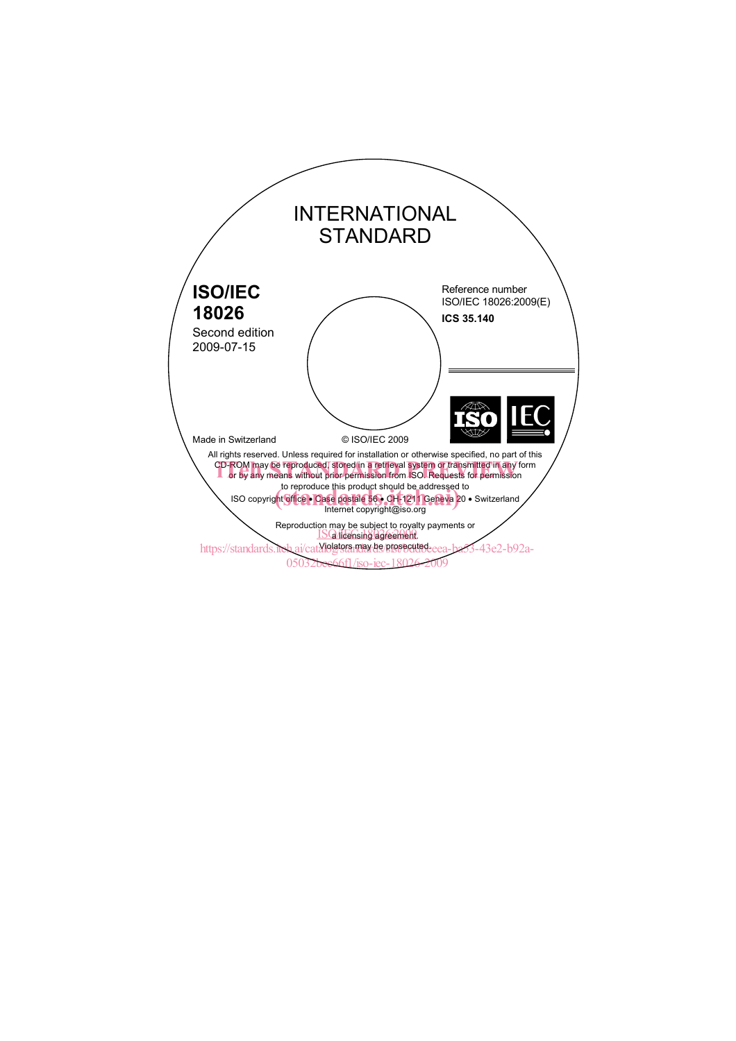INTERNATIONAL STANDARD

**ISO/IEC 18026**

Second edition
2009-07-15

Reference number
ISO/IEC 18026:2009(E)

**ICS 35.140**

Made in Switzerland

© ISO/IEC 2009

All rights reserved. Unless required for installation or otherwise specified, no part of this CD-ROM may be reproduced, stored in a retrieval system or transmitted in any form or by any means without prior permission from ISO. Requests for permission to reproduce this product should be addressed to
ISO copyright office • Case postale 56 • CH-1211 Geneva 20 • Switzerland
Internet copyright@iso.org

Reproduction may be subject to royalty payments or a licensing agreement.
Violators may be prosecuted.

iTeh STANDARD PREVIEW
(standards.iteh.ai)
ISO/IEC 18026:2009
https://standards.iteh.ai/catalog/standards/sist/9ddbeeea-ba53-43e2-b92a-05032bee66f1/iso-iec-18026-2009